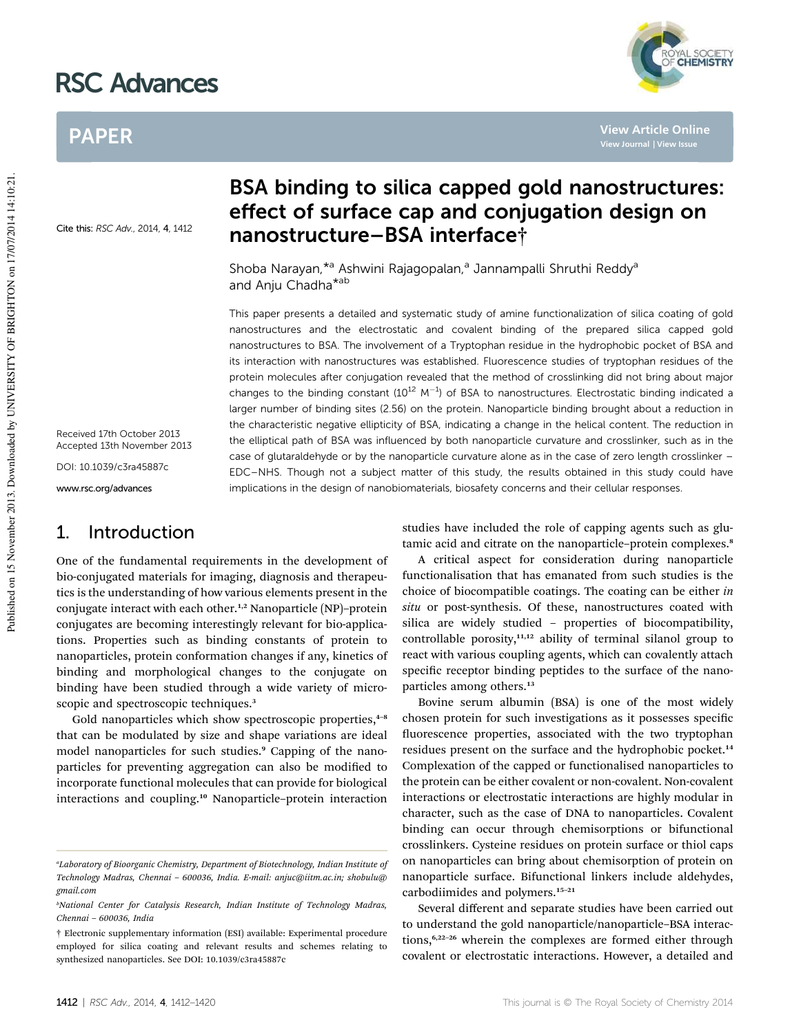# BSA binding to silica capped gold nanostructures: effect of surface cap and conjugation design on nanostructure–BSA interface†

Shoba Narayan,*[a] Ashwini Rajagopalan,[a] Jannampalli Shruthi Reddy[a] and Anju Chadha*[ab]

Cite this: RSC Adv., 2014, 4, 1412

Received 17th October 2013
Accepted 13th November 2013

DOI: 10.1039/c3ra45887c

www.rsc.org/advances

This paper presents a detailed and systematic study of amine functionalization of silica coating of gold nanostructures and the electrostatic and covalent binding of the prepared silica capped gold nanostructures to BSA. The involvement of a Tryptophan residue in the hydrophobic pocket of BSA and its interaction with nanostructures was established. Fluorescence studies of tryptophan residues of the protein molecules after conjugation revealed that the method of crosslinking did not bring about major changes to the binding constant ($10^{12}$ $M^{-1}$) of BSA to nanostructures. Electrostatic binding indicated a larger number of binding sites (2.56) on the protein. Nanoparticle binding brought about a reduction in the characteristic negative ellipticity of BSA, indicating a change in the helical content. The reduction in the elliptical path of BSA was influenced by both nanoparticle curvature and crosslinker, such as in the case of glutaraldehyde or by the nanoparticle curvature alone as in the case of zero length crosslinker – EDC–NHS. Though not a subject matter of this study, the results obtained in this study could have implications in the design of nanobiomaterials, biosafety concerns and their cellular responses.

## 1. Introduction

One of the fundamental requirements in the development of bio-conjugated materials for imaging, diagnosis and therapeutics is the understanding of how various elements present in the conjugate interact with each other.[1,2] Nanoparticle (NP)–protein conjugates are becoming interestingly relevant for bio-applications. Properties such as binding constants of protein to nanoparticles, protein conformation changes if any, kinetics of binding and morphological changes to the conjugate on binding have been studied through a wide variety of microscopic and spectroscopic techniques.[3]

Gold nanoparticles which show spectroscopic properties,[4–8] that can be modulated by size and shape variations are ideal model nanoparticles for such studies.[9] Capping of the nanoparticles for preventing aggregation can also be modified to incorporate functional molecules that can provide for biological interactions and coupling.[10] Nanoparticle–protein interaction studies have included the role of capping agents such as glutamic acid and citrate on the nanoparticle–protein complexes.[8]

A critical aspect for consideration during nanoparticle functionalisation that has emanated from such studies is the choice of biocompatible coatings. The coating can be either *in situ* or post-synthesis. Of these, nanostructures coated with silica are widely studied – properties of biocompatibility, controllable porosity,[11,12] ability of terminal silanol group to react with various coupling agents, which can covalently attach specific receptor binding peptides to the surface of the nanoparticles among others.[13]

Bovine serum albumin (BSA) is one of the most widely chosen protein for such investigations as it possesses specific fluorescence properties, associated with the two tryptophan residues present on the surface and the hydrophobic pocket.[14] Complexation of the capped or functionalised nanoparticles to the protein can be either covalent or non-covalent. Non-covalent interactions or electrostatic interactions are highly modular in character, such as the case of DNA to nanoparticles. Covalent binding can occur through chemisorptions or bifunctional crosslinkers. Cysteine residues on protein surface or thiol caps on nanoparticles can bring about chemisorption of protein on nanoparticle surface. Bifunctional linkers include aldehydes, carbodiimides and polymers.[15–21]

Several different and separate studies have been carried out to understand the gold nanoparticle/nanoparticle–BSA interactions,[6,22–26] wherein the complexes are formed either through covalent or electrostatic interactions. However, a detailed and

[a]Laboratory of Bioorganic Chemistry, Department of Biotechnology, Indian Institute of Technology Madras, Chennai – 600036, India. E-mail: anjuc@iitm.ac.in; shobulu@gmail.com

[b]National Center for Catalysis Research, Indian Institute of Technology Madras, Chennai – 600036, India

† Electronic supplementary information (ESI) available: Experimental procedure employed for silica coating and relevant results and schemes relating to synthesized nanoparticles. See DOI: 10.1039/c3ra45887c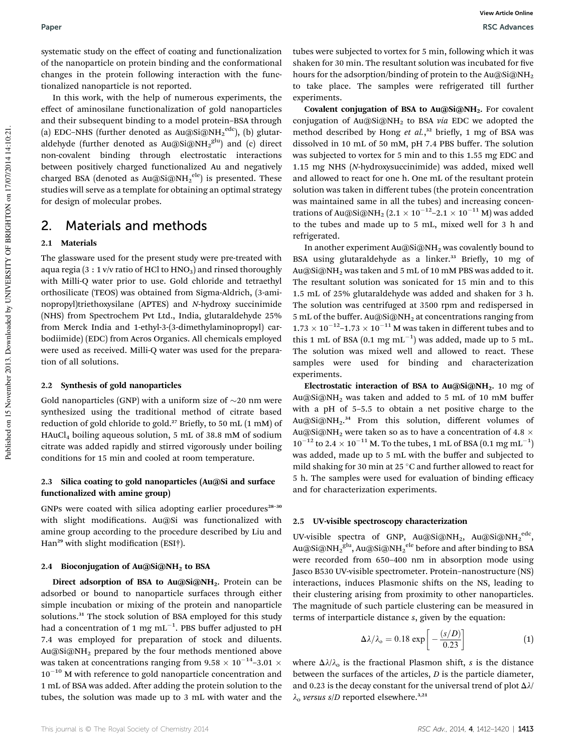systematic study on the effect of coating and functionalization of the nanoparticle on protein binding and the conformational changes in the protein following interaction with the functionalized nanoparticle is not reported.

In this work, with the help of numerous experiments, the effect of aminosilane functionalization of gold nanoparticles and their subsequent binding to a model protein–BSA through (a) EDC–NHS (further denoted as $Au@Si@NH_2^{edc}$), (b) glutaraldehyde (further denoted as $Au@Si@NH_2^{glu}$) and (c) direct non-covalent binding through electrostatic interactions between positively charged functionalized Au and negatively charged BSA (denoted as $Au@Si@NH_2^{ele}$) is presented. These studies will serve as a template for obtaining an optimal strategy for design of molecular probes.

## 2. Materials and methods

### 2.1 Materials

The glassware used for the present study were pre-treated with aqua regia (3 : 1 v/v ratio of HCl to $HNO_3$) and rinsed thoroughly with Milli-Q water prior to use. Gold chloride and tetraethyl orthosilicate (TEOS) was obtained from Sigma-Aldrich, (3-aminopropyl)triethoxysilane (APTES) and *N*-hydroxy succinimide (NHS) from Spectrochem Pvt Ltd., India, glutaraldehyde 25% from Merck India and 1-ethyl-3-(3-dimethylaminopropyl) carbodiimide) (EDC) from Acros Organics. All chemicals employed were used as received. Milli-Q water was used for the preparation of all solutions.

### 2.2 Synthesis of gold nanoparticles

Gold nanoparticles (GNP) with a uniform size of ~20 nm were synthesized using the traditional method of citrate based reduction of gold chloride to gold.[27] Briefly, to 50 mL (1 mM) of $HAuCl_4$ boiling aqueous solution, 5 mL of 38.8 mM of sodium citrate was added rapidly and stirred vigorously under boiling conditions for 15 min and cooled at room temperature.

### 2.3 Silica coating to gold nanoparticles (Au@Si and surface functionalized with amine group)

GNPs were coated with silica adopting earlier procedures[28–30] with slight modifications. Au@Si was functionalized with amine group according to the procedure described by Liu and Han[29] with slight modification (ESI†).

### 2.4 Bioconjugation of $Au@Si@NH_2$ to BSA

**Direct adsorption of BSA to $Au@Si@NH_2$.** Protein can be adsorbed or bound to nanoparticle surfaces through either simple incubation or mixing of the protein and nanoparticle solutions.[31] The stock solution of BSA employed for this study had a concentration of 1 mg $mL^{-1}$. PBS buffer adjusted to pH 7.4 was employed for preparation of stock and diluents. $Au@Si@NH_2$ prepared by the four methods mentioned above was taken at concentrations ranging from $9.58 \times 10^{-14}$–$3.01 \times 10^{-10}$ M with reference to gold nanoparticle concentration and 1 mL of BSA was added. After adding the protein solution to the tubes, the solution was made up to 3 mL with water and the tubes were subjected to vortex for 5 min, following which it was shaken for 30 min. The resultant solution was incubated for five hours for the adsorption/binding of protein to the $Au@Si@NH_2$ to take place. The samples were refrigerated till further experiments.

**Covalent conjugation of BSA to $Au@Si@NH_2$.** For covalent conjugation of $Au@Si@NH_2$ to BSA *via* EDC we adopted the method described by Hong *et al.*,[32] briefly, 1 mg of BSA was dissolved in 10 mL of 50 mM, pH 7.4 PBS buffer. The solution was subjected to vortex for 5 min and to this 1.55 mg EDC and 1.15 mg NHS (*N*-hydroxysuccinimide) was added, mixed well and allowed to react for one h. One mL of the resultant protein solution was taken in different tubes (the protein concentration was maintained same in all the tubes) and increasing concentrations of $Au@Si@NH_2$ ($2.1 \times 10^{-12}$–$2.1 \times 10^{-11}$ M) was added to the tubes and made up to 5 mL, mixed well for 3 h and refrigerated.

In another experiment $Au@Si@NH_2$ was covalently bound to BSA using glutaraldehyde as a linker.[33] Briefly, 10 mg of $Au@Si@NH_2$ was taken and 5 mL of 10 mM PBS was added to it. The resultant solution was sonicated for 15 min and to this 1.5 mL of 25% glutaraldehyde was added and shaken for 3 h. The solution was centrifuged at 3500 rpm and redispersed in 5 mL of the buffer. $Au@Si@NH_2$ at concentrations ranging from $1.73 \times 10^{-12}$–$1.73 \times 10^{-11}$ M was taken in different tubes and to this 1 mL of BSA (0.1 mg $mL^{-1}$) was added, made up to 5 mL. The solution was mixed well and allowed to react. These samples were used for binding and characterization experiments.

**Electrostatic interaction of BSA to $Au@Si@NH_2$.** 10 mg of $Au@Si@NH_2$ was taken and added to 5 mL of 10 mM buffer with a pH of 5–5.5 to obtain a net positive charge to the $Au@Si@NH_2$.[34] From this solution, different volumes of $Au@Si@NH_2$ were taken so as to have a concentration of $4.8 \times 10^{-12}$ to $2.4 \times 10^{-11}$ M. To the tubes, 1 mL of BSA (0.1 mg $mL^{-1}$) was added, made up to 5 mL with the buffer and subjected to mild shaking for 30 min at 25 °C and further allowed to react for 5 h. The samples were used for evaluation of binding efficacy and for characterization experiments.

### 2.5 UV-visible spectroscopy characterization

UV-visible spectra of GNP, $Au@Si@NH_2$, $Au@Si@NH_2^{edc}$, $Au@Si@NH_2^{glu}$, $Au@Si@NH_2^{ele}$ before and after binding to BSA were recorded from 650–400 nm in absorption mode using Jasco B530 UV-visible spectrometer. Protein–nanostructure (NS) interactions, induces Plasmonic shifts on the NS, leading to their clustering arising from proximity to other nanoparticles. The magnitude of such particle clustering can be measured in terms of interparticle distance *s*, given by the equation:

$$\Delta\lambda/\lambda_o = 0.18 \exp\left[-\frac{(s/D)}{0.23}\right] \quad (1)$$

where $\Delta\lambda/\lambda_o$ is the fractional Plasmon shift, *s* is the distance between the surfaces of the articles, *D* is the particle diameter, and 0.23 is the decay constant for the universal trend of plot $\Delta\lambda/\lambda_o$ *versus* $s/D$ reported elsewhere.[3,21]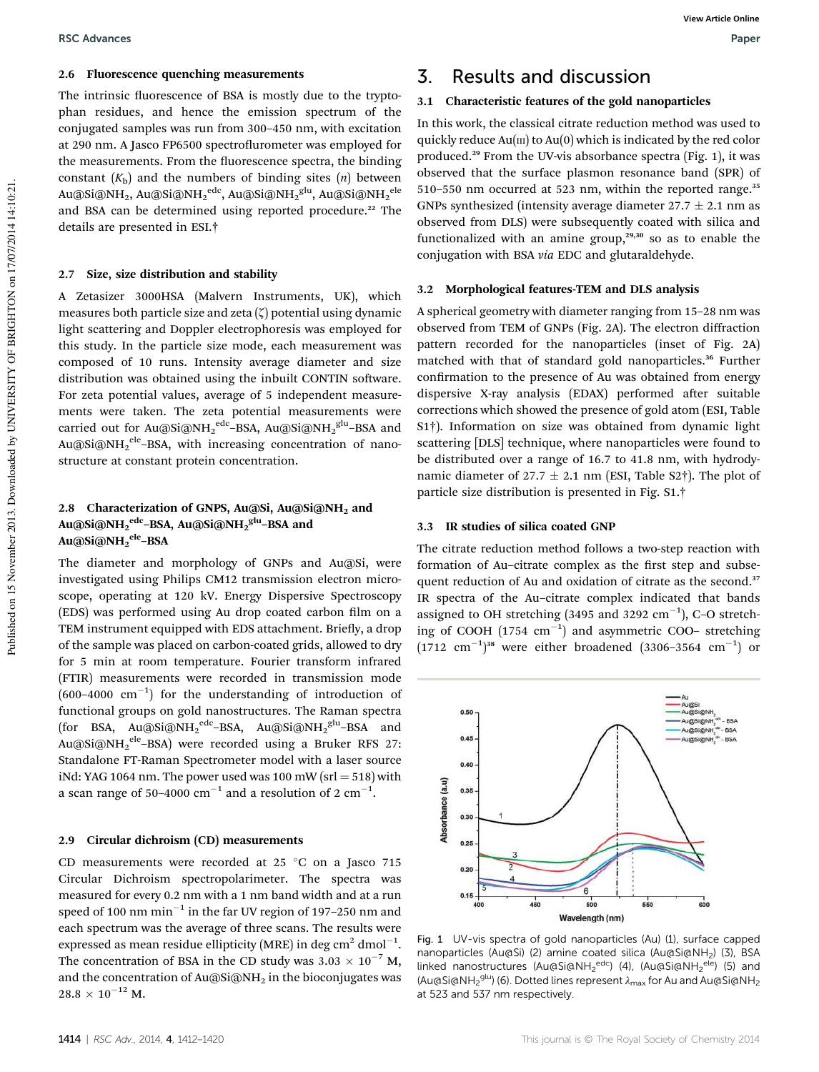### 2.6 Fluorescence quenching measurements

The intrinsic fluorescence of BSA is mostly due to the tryptophan residues, and hence the emission spectrum of the conjugated samples was run from 300–450 nm, with excitation at 290 nm. A Jasco FP6500 spectrofluorometer was employed for the measurements. From the fluorescence spectra, the binding constant ($K_b$) and the numbers of binding sites ($n$) between $Au@Si@NH_2$, $Au@Si@NH_2^{edc}$, $Au@Si@NH_2^{glu}$, $Au@Si@NH_2^{ele}$ and BSA can be determined using reported procedure.[22] The details are presented in ESI.†

### 2.7 Size, size distribution and stability

A Zetasizer 3000HSA (Malvern Instruments, UK), which measures both particle size and zeta (ζ) potential using dynamic light scattering and Doppler electrophoresis was employed for this study. In the particle size mode, each measurement was composed of 10 runs. Intensity average diameter and size distribution was obtained using the inbuilt CONTIN software. For zeta potential values, average of 5 independent measurements were taken. The zeta potential measurements were carried out for $Au@Si@NH_2^{edc}$–BSA, $Au@Si@NH_2^{glu}$–BSA and $Au@Si@NH_2^{ele}$–BSA, with increasing concentration of nanostructure at constant protein concentration.

### 2.8 Characterization of GNPS, Au@Si, $Au@Si@NH_2$ and $Au@Si@NH_2^{edc}$–BSA, $Au@Si@NH_2^{glu}$–BSA and $Au@Si@NH_2^{ele}$–BSA

The diameter and morphology of GNPs and Au@Si, were investigated using Philips CM12 transmission electron microscope, operating at 120 kV. Energy Dispersive Spectroscopy (EDS) was performed using Au drop coated carbon film on a TEM instrument equipped with EDS attachment. Briefly, a drop of the sample was placed on carbon-coated grids, allowed to dry for 5 min at room temperature. Fourier transform infrared (FTIR) measurements were recorded in transmission mode (600–4000 $cm^{-1}$) for the understanding of introduction of functional groups on gold nanostructures. The Raman spectra (for BSA, $Au@Si@NH_2^{edc}$–BSA, $Au@Si@NH_2^{glu}$–BSA and $Au@Si@NH_2^{ele}$–BSA) were recorded using a Bruker RFS 27: Standalone FT-Raman Spectrometer model with a laser source iNd: YAG 1064 nm. The power used was 100 mW (srl = 518) with a scan range of 50–4000 $cm^{-1}$ and a resolution of 2 $cm^{-1}$.

### 2.9 Circular dichroism (CD) measurements

CD measurements were recorded at 25 °C on a Jasco 715 Circular Dichroism spectropolarimeter. The spectra was measured for every 0.2 nm with a 1 nm band width and at a run speed of 100 nm $min^{-1}$ in the far UV region of 197–250 nm and each spectrum was the average of three scans. The results were expressed as mean residue ellipticity (MRE) in deg $cm^2$ $dmol^{-1}$. The concentration of BSA in the CD study was $3.03 \times 10^{-7}$ M, and the concentration of $Au@Si@NH_2$ in the bioconjugates was $28.8 \times 10^{-12}$ M.

## 3. Results and discussion

### 3.1 Characteristic features of the gold nanoparticles

In this work, the classical citrate reduction method was used to quickly reduce Au(III) to Au(0) which is indicated by the red color produced.[29] From the UV-vis absorbance spectra (Fig. 1), it was observed that the surface plasmon resonance band (SPR) of 510–550 nm occurred at 523 nm, within the reported range.[35] GNPs synthesized (intensity average diameter 27.7 ± 2.1 nm as observed from DLS) were subsequently coated with silica and functionalized with an amine group,[29,30] so as to enable the conjugation with BSA *via* EDC and glutaraldehyde.

### 3.2 Morphological features-TEM and DLS analysis

A spherical geometry with diameter ranging from 15–28 nm was observed from TEM of GNPs (Fig. 2A). The electron diffraction pattern recorded for the nanoparticles (inset of Fig. 2A) matched with that of standard gold nanoparticles.[36] Further confirmation to the presence of Au was obtained from energy dispersive X-ray analysis (EDAX) performed after suitable corrections which showed the presence of gold atom (ESI, Table S1†). Information on size was obtained from dynamic light scattering [DLS] technique, where nanoparticles were found to be distributed over a range of 16.7 to 41.8 nm, with hydrodynamic diameter of 27.7 ± 2.1 nm (ESI, Table S2†). The plot of particle size distribution is presented in Fig. S1.†

### 3.3 IR studies of silica coated GNP

The citrate reduction method follows a two-step reaction with formation of Au–citrate complex as the first step and subsequent reduction of Au and oxidation of citrate as the second.[37] IR spectra of the Au–citrate complex indicated that bands assigned to OH stretching (3495 and 3292 $cm^{-1}$), C–O stretching of COOH (1754 $cm^{-1}$) and asymmetric COO– stretching (1712 $cm^{-1}$)[38] were either broadened (3306–3564 $cm^{-1}$) or

Fig. 1 UV-vis spectra of gold nanoparticles (Au) (1), surface capped nanoparticles (Au@Si) (2) amine coated silica ($Au@Si@NH_2$) (3), BSA linked nanostructures ($Au@Si@NH_2^{edc}$) (4), ($Au@Si@NH_2^{ele}$) (5) and ($Au@Si@NH_2^{glu}$) (6). Dotted lines represent $\lambda_{max}$ for Au and $Au@Si@NH_2$ at 523 and 537 nm respectively.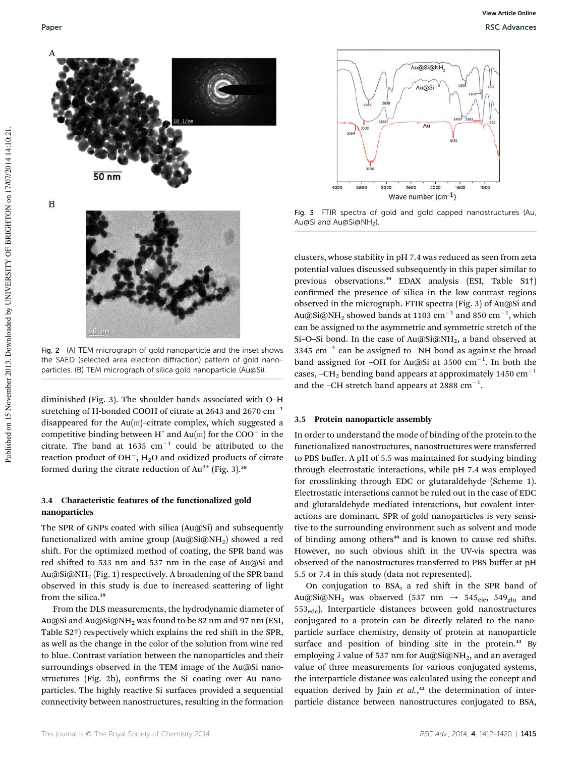Fig. 2 (A) TEM micrograph of gold nanoparticle and the inset shows the SAED (selected area electron diffraction) pattern of gold nanoparticles. (B) TEM micrograph of silica gold nanoparticle (Au@Si).

diminished (Fig. 3). The shoulder bands associated with O–H stretching of H-bonded COOH of citrate at 2643 and 2670 $cm^{-1}$ disappeared for the Au(III)–citrate complex, which suggested a competitive binding between $H^+$ and Au(III) for the $COO^-$ in the citrate. The band at 1635 $cm^{-1}$ could be attributed to the reaction product of $OH^-$, $H_2O$ and oxidized products of citrate formed during the citrate reduction of $Au^{3+}$ (Fig. 3).[38]

### 3.4 Characteristic features of the functionalized gold nanoparticles

The SPR of GNPs coated with silica (Au@Si) and subsequently functionalized with amine group (Au@Si@$NH_2$) showed a red shift. For the optimized method of coating, the SPR band was red shifted to 533 nm and 537 nm in the case of Au@Si and Au@Si@$NH_2$ (Fig. 1) respectively. A broadening of the SPR band observed in this study is due to increased scattering of light from the silica.[39]

From the DLS measurements, the hydrodynamic diameter of Au@Si and Au@Si@$NH_2$ was found to be 82 nm and 97 nm (ESI, Table S2†) respectively which explains the red shift in the SPR, as well as the change in the color of the solution from wine red to blue. Contrast variation between the nanoparticles and their surroundings observed in the TEM image of the Au@Si nanostructures (Fig. 2b), confirms the Si coating over Au nanoparticles. The highly reactive Si surfaces provided a sequential connectivity between nanostructures, resulting in the formation of clusters, whose stability in pH 7.4 was reduced as seen from zeta potential values discussed subsequently in this paper similar to previous observations.[39] EDAX analysis (ESI, Table S1†) confirmed the presence of silica in the low contrast regions observed in the micrograph. FTIR spectra (Fig. 3) of Au@Si and Au@Si@$NH_2$ showed bands at 1103 $cm^{-1}$ and 850 $cm^{-1}$, which can be assigned to the asymmetric and symmetric stretch of the Si–O–Si bond. In the case of Au@Si@$NH_2$, a band observed at 3345 $cm^{-1}$ can be assigned to –NH bond as against the broad band assigned for –OH for Au@Si at 3500 $cm^{-1}$. In both the cases, –$CH_2$ bending band appears at approximately 1450 $cm^{-1}$ and the –CH stretch band appears at 2888 $cm^{-1}$.

Fig. 3 FTIR spectra of gold and gold capped nanostructures (Au, Au@Si and Au@Si@$NH_2$).

### 3.5 Protein nanoparticle assembly

In order to understand the mode of binding of the protein to the functionalized nanostructures, nanostructures were transferred to PBS buffer. A pH of 5.5 was maintained for studying binding through electrostatic interactions, while pH 7.4 was employed for crosslinking through EDC or glutaraldehyde (Scheme 1). Electrostatic interactions cannot be ruled out in the case of EDC and glutaraldehyde mediated interactions, but covalent interactions are dominant. SPR of gold nanoparticles is very sensitive to the surrounding environment such as solvent and mode of binding among others[40] and is known to cause red shifts. However, no such obvious shift in the UV-vis spectra was observed of the nanostructures transferred to PBS buffer at pH 5.5 or 7.4 in this study (data not represented).

On conjugation to BSA, a red shift in the SPR band of Au@Si@$NH_2$ was observed (537 nm → $545_{ele}$, $549_{glu}$ and $553_{edc}$). Interparticle distances between gold nanostructures conjugated to a protein can be directly related to the nanoparticle surface chemistry, density of protein at nanoparticle surface and position of binding site in the protein.[41] By employing $\lambda$ value of 537 nm for Au@Si@$NH_2$, and an averaged value of three measurements for various conjugated systems, the interparticle distance was calculated using the concept and equation derived by Jain *et al.*,[42] the determination of interparticle distance between nanostructures conjugated to BSA,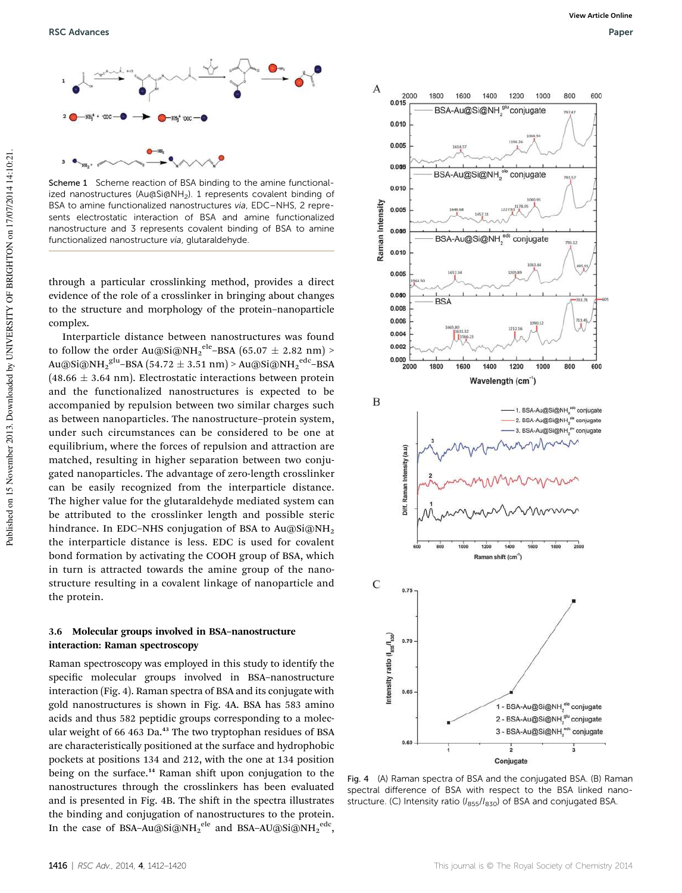Scheme 1 Scheme reaction of BSA binding to the amine functionalized nanostructures (Au@Si@$NH_2$). 1 represents covalent binding of BSA to amine functionalized nanostructures via, EDC–NHS, 2 represents electrostatic interaction of BSA and amine functionalized nanostructure and 3 represents covalent binding of BSA to amine functionalized nanostructure via, glutaraldehyde.

through a particular crosslinking method, provides a direct evidence of the role of a crosslinker in bringing about changes to the structure and morphology of the protein–nanoparticle complex.

Interparticle distance between nanostructures was found to follow the order Au@Si@$NH_2^{ele}$–BSA (65.07 ± 2.82 nm) > Au@Si@$NH_2^{glu}$–BSA (54.72 ± 3.51 nm) > Au@Si@$NH_2^{edc}$–BSA (48.66 ± 3.64 nm). Electrostatic interactions between protein and the functionalized nanostructures is expected to be accompanied by repulsion between two similar charges such as between nanoparticles. The nanostructure–protein system, under such circumstances can be considered to be one at equilibrium, where the forces of repulsion and attraction are matched, resulting in higher separation between two conjugated nanoparticles. The advantage of zero-length crosslinker can be easily recognized from the interparticle distance. The higher value for the glutaraldehyde mediated system can be attributed to the crosslinker length and possible steric hindrance. In EDC–NHS conjugation of BSA to Au@Si@$NH_2$ the interparticle distance is less. EDC is used for covalent bond formation by activating the COOH group of BSA, which in turn is attracted towards the amine group of the nanostructure resulting in a covalent linkage of nanoparticle and the protein.

### 3.6 Molecular groups involved in BSA–nanostructure interaction: Raman spectroscopy

Raman spectroscopy was employed in this study to identify the specific molecular groups involved in BSA–nanostructure interaction (Fig. 4). Raman spectra of BSA and its conjugate with gold nanostructures is shown in Fig. 4A. BSA has 583 amino acids and thus 582 peptidic groups corresponding to a molecular weight of 66 463 Da.[43] The two tryptophan residues of BSA are characteristically positioned at the surface and hydrophobic pockets at positions 134 and 212, with the one at 134 position being on the surface.[14] Raman shift upon conjugation to the nanostructures through the crosslinkers has been evaluated and is presented in Fig. 4B. The shift in the spectra illustrates the binding and conjugation of nanostructures to the protein. In the case of BSA–Au@Si@$NH_2^{ele}$ and BSA–AU@Si@$NH_2^{edc}$,

Fig. 4 (A) Raman spectra of BSA and the conjugated BSA. (B) Raman spectral difference of BSA with respect to the BSA linked nanostructure. (C) Intensity ratio ($I_{855}/I_{830}$) of BSA and conjugated BSA.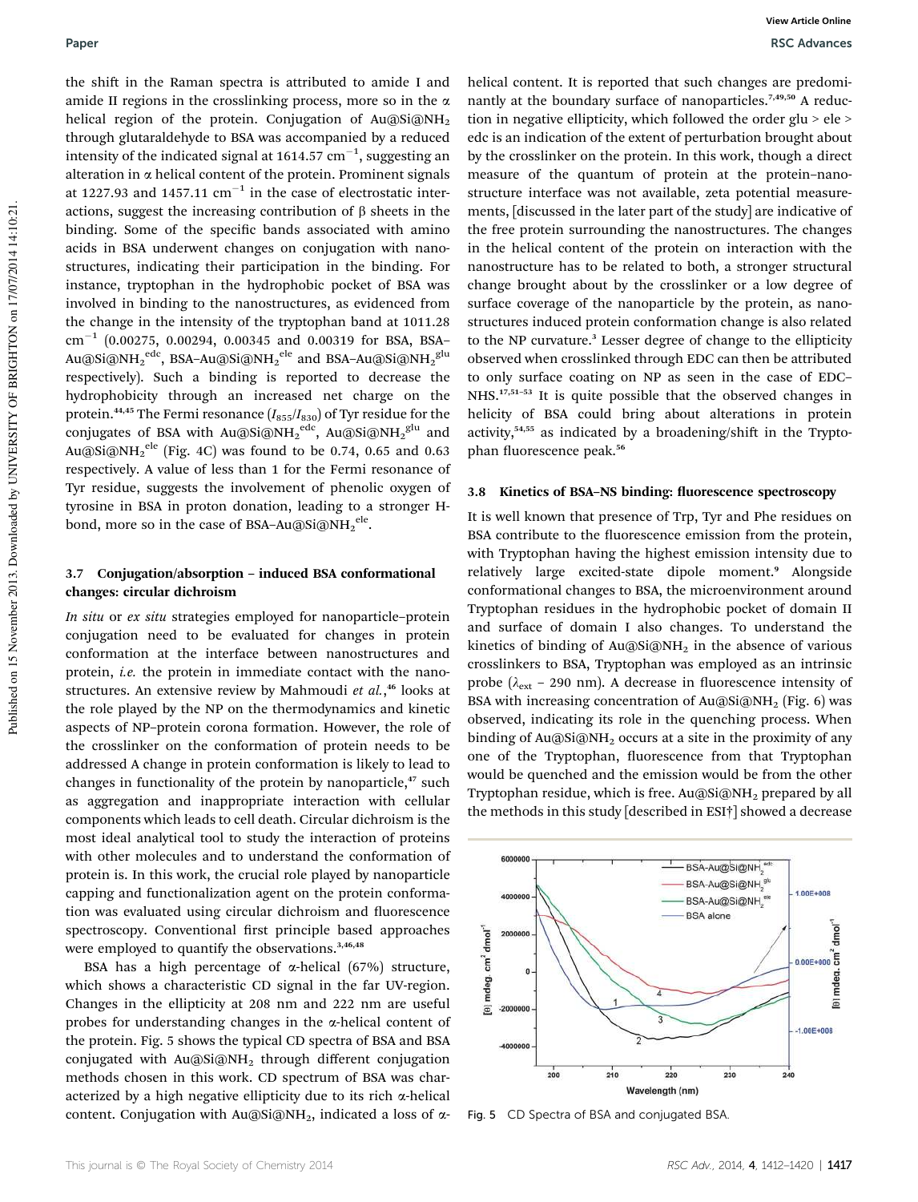the shift in the Raman spectra is attributed to amide I and amide II regions in the crosslinking process, more so in the α helical region of the protein. Conjugation of Au@Si@$NH_2$ through glutaraldehyde to BSA was accompanied by a reduced intensity of the indicated signal at 1614.57 $cm^{-1}$, suggesting an alteration in α helical content of the protein. Prominent signals at 1227.93 and 1457.11 $cm^{-1}$ in the case of electrostatic interactions, suggest the increasing contribution of β sheets in the binding. Some of the specific bands associated with amino acids in BSA underwent changes on conjugation with nanostructures, indicating their participation in the binding. For instance, tryptophan in the hydrophobic pocket of BSA was involved in binding to the nanostructures, as evidenced from the change in the intensity of the tryptophan band at 1011.28 $cm^{-1}$ (0.00275, 0.00294, 0.00345 and 0.00319 for BSA, BSA–Au@Si@$NH_2^{edc}$, BSA–Au@Si@$NH_2^{ele}$ and BSA–Au@Si@$NH_2^{glu}$ respectively). Such a binding is reported to decrease the hydrophobicity through an increased net charge on the protein.[44,45] The Fermi resonance ($I_{855}/I_{830}$) of Tyr residue for the conjugates of BSA with Au@Si@$NH_2^{edc}$, Au@Si@$NH_2^{glu}$ and Au@Si@$NH_2^{ele}$ (Fig. 4C) was found to be 0.74, 0.65 and 0.63 respectively. A value of less than 1 for the Fermi resonance of Tyr residue, suggests the involvement of phenolic oxygen of tyrosine in BSA in proton donation, leading to a stronger H-bond, more so in the case of BSA–Au@Si@$NH_2^{ele}$.

### 3.7 Conjugation/absorption – induced BSA conformational changes: circular dichroism

*In situ* or *ex situ* strategies employed for nanoparticle–protein conjugation need to be evaluated for changes in protein conformation at the interface between nanostructures and protein, *i.e.* the protein in immediate contact with the nanostructures. An extensive review by Mahmoudi *et al.*,[46] looks at the role played by the NP on the thermodynamics and kinetic aspects of NP–protein corona formation. However, the role of the crosslinker on the conformation of protein needs to be addressed A change in protein conformation is likely to lead to changes in functionality of the protein by nanoparticle,[47] such as aggregation and inappropriate interaction with cellular components which leads to cell death. Circular dichroism is the most ideal analytical tool to study the interaction of proteins with other molecules and to understand the conformation of protein is. In this work, the crucial role played by nanoparticle capping and functionalization agent on the protein conformation was evaluated using circular dichroism and fluorescence spectroscopy. Conventional first principle based approaches were employed to quantify the observations.[3,46,48]

BSA has a high percentage of α-helical (67%) structure, which shows a characteristic CD signal in the far UV-region. Changes in the ellipticity at 208 nm and 222 nm are useful probes for understanding changes in the α-helical content of the protein. Fig. 5 shows the typical CD spectra of BSA and BSA conjugated with Au@Si@$NH_2$ through different conjugation methods chosen in this work. CD spectrum of BSA was characterized by a high negative ellipticity due to its rich α-helical content. Conjugation with Au@Si@$NH_2$, indicated a loss of α-helical content. It is reported that such changes are predominantly at the boundary surface of nanoparticles.[7,49,50] A reduction in negative ellipticity, which followed the order glu > ele > edc is an indication of the extent of perturbation brought about by the crosslinker on the protein. In this work, though a direct measure of the quantum of protein at the protein–nanostructure interface was not available, zeta potential measurements, [discussed in the later part of the study] are indicative of the free protein surrounding the nanostructures. The changes in the helical content of the protein on interaction with the nanostructure has to be related to both, a stronger structural change brought about by the crosslinker or a low degree of surface coverage of the nanoparticle by the protein, as nanostructures induced protein conformation change is also related to the NP curvature.[3] Lesser degree of change to the ellipticity observed when crosslinked through EDC can then be attributed to only surface coating on NP as seen in the case of EDC–NHS.[17,51–53] It is quite possible that the observed changes in helicity of BSA could bring about alterations in protein activity,[54,55] as indicated by a broadening/shift in the Tryptophan fluorescence peak.[56]

### 3.8 Kinetics of BSA–NS binding: fluorescence spectroscopy

It is well known that presence of Trp, Tyr and Phe residues on BSA contribute to the fluorescence emission from the protein, with Tryptophan having the highest emission intensity due to relatively large excited-state dipole moment.[9] Alongside conformational changes to BSA, the microenvironment around Tryptophan residues in the hydrophobic pocket of domain II and surface of domain I also changes. To understand the kinetics of binding of Au@Si@$NH_2$ in the absence of various crosslinkers to BSA, Tryptophan was employed as an intrinsic probe ($\lambda_{ext}$ – 290 nm). A decrease in fluorescence intensity of BSA with increasing concentration of Au@Si@$NH_2$ (Fig. 6) was observed, indicating its role in the quenching process. When binding of Au@Si@$NH_2$ occurs at a site in the proximity of any one of the Tryptophan, fluorescence from that Tryptophan would be quenched and the emission would be from the other Tryptophan residue, which is free. Au@Si@$NH_2$ prepared by all the methods in this study [described in ESI†] showed a decrease

Fig. 5 CD Spectra of BSA and conjugated BSA.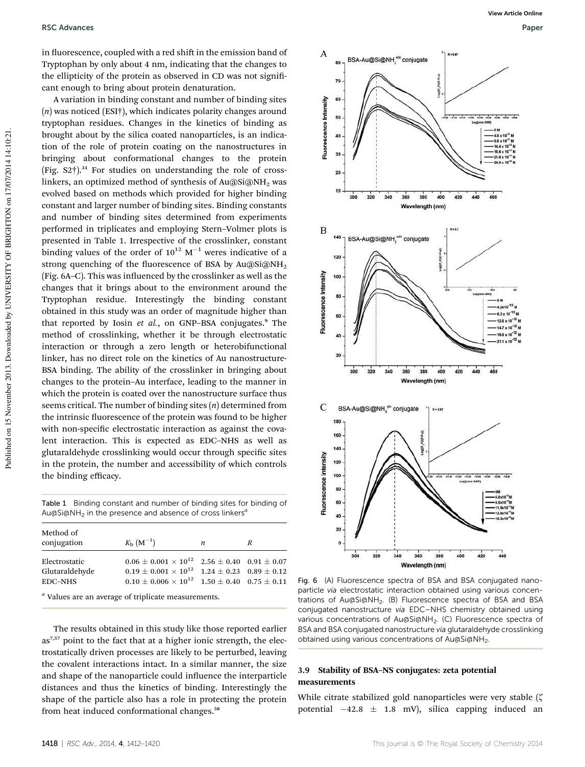in fluorescence, coupled with a red shift in the emission band of Tryptophan by only about 4 nm, indicating that the changes to the ellipticity of the protein as observed in CD was not significant enough to bring about protein denaturation.

A variation in binding constant and number of binding sites ($n$) was noticed (ESI†), which indicates polarity changes around tryptophan residues. Changes in the kinetics of binding as brought about by the silica coated nanoparticles, is an indication of the role of protein coating on the nanostructures in bringing about conformational changes to the protein (Fig. S2†).[31] For studies on understanding the role of crosslinkers, an optimized method of synthesis of Au@Si@$NH_2$ was evolved based on methods which provided for higher binding constant and larger number of binding sites. Binding constants and number of binding sites determined from experiments performed in triplicates and employing Stern–Volmer plots is presented in Table 1. Irrespective of the crosslinker, constant binding values of the order of $10^{12}$ $M^{-1}$ weres indicative of a strong quenching of the fluorescence of BSA by Au@Si@$NH_2$ (Fig. 6A–C). This was influenced by the crosslinker as well as the changes that it brings about to the environment around the Tryptophan residue. Interestingly the binding constant obtained in this study was an order of magnitude higher than that reported by Iosin *et al.*, on GNP–BSA conjugates.[9] The method of crosslinking, whether it be through electrostatic interaction or through a zero length or heterobifunctional linker, has no direct role on the kinetics of Au nanostructure-BSA binding. The ability of the crosslinker in bringing about changes to the protein–Au interface, leading to the manner in which the protein is coated over the nanostructure surface thus seems critical. The number of binding sites ($n$) determined from the intrinsic fluorescence of the protein was found to be higher with non-specific electrostatic interaction as against the covalent interaction. This is expected as EDC–NHS as well as glutaraldehyde crosslinking would occur through specific sites in the protein, the number and accessibility of which controls the binding efficacy.

Table 1 Binding constant and number of binding sites for binding of Au@Si@$NH_2$ in the presence and absence of cross linkers[a]

| Method of conjugation | $K_b$ ($M^{-1}$) | $n$ | $R$ |
|---|---|---|---|
| Electrostatic | $0.06 \pm 0.001 \times 10^{12}$ | $2.56 \pm 0.40$ | $0.91 \pm 0.07$ |
| Glutaraldehyde | $0.19 \pm 0.001 \times 10^{12}$ | $1.24 \pm 0.23$ | $0.89 \pm 0.12$ |
| EDC–NHS | $0.10 \pm 0.006 \times 10^{12}$ | $1.50 \pm 0.40$ | $0.75 \pm 0.11$ |

[a] Values are an average of triplicate measurements.

The results obtained in this study like those reported earlier as[7,57] point to the fact that at a higher ionic strength, the electrostatically driven processes are likely to be perturbed, leaving the covalent interactions intact. In a similar manner, the size and shape of the nanoparticle could influence the interparticle distances and thus the kinetics of binding. Interestingly the shape of the particle also has a role in protecting the protein from heat induced conformational changes.[58]

Fig. 6 (A) Fluorescence spectra of BSA and BSA conjugated nanoparticle *via* electrostatic interaction obtained using various concentrations of Au@Si@$NH_2$. (B) Fluorescence spectra of BSA and BSA conjugated nanostructure *via* EDC–NHS chemistry obtained using various concentrations of Au@Si@$NH_2$. (C) Fluorescence spectra of BSA and BSA conjugated nanostructure *via* glutaraldehyde crosslinking obtained using various concentrations of Au@Si@$NH_2$.

### 3.9 Stability of BSA–NS conjugates: zeta potential measurements

While citrate stabilized gold nanoparticles were very stable ($\zeta$ potential $-42.8 \pm 1.8$ mV), silica capping induced an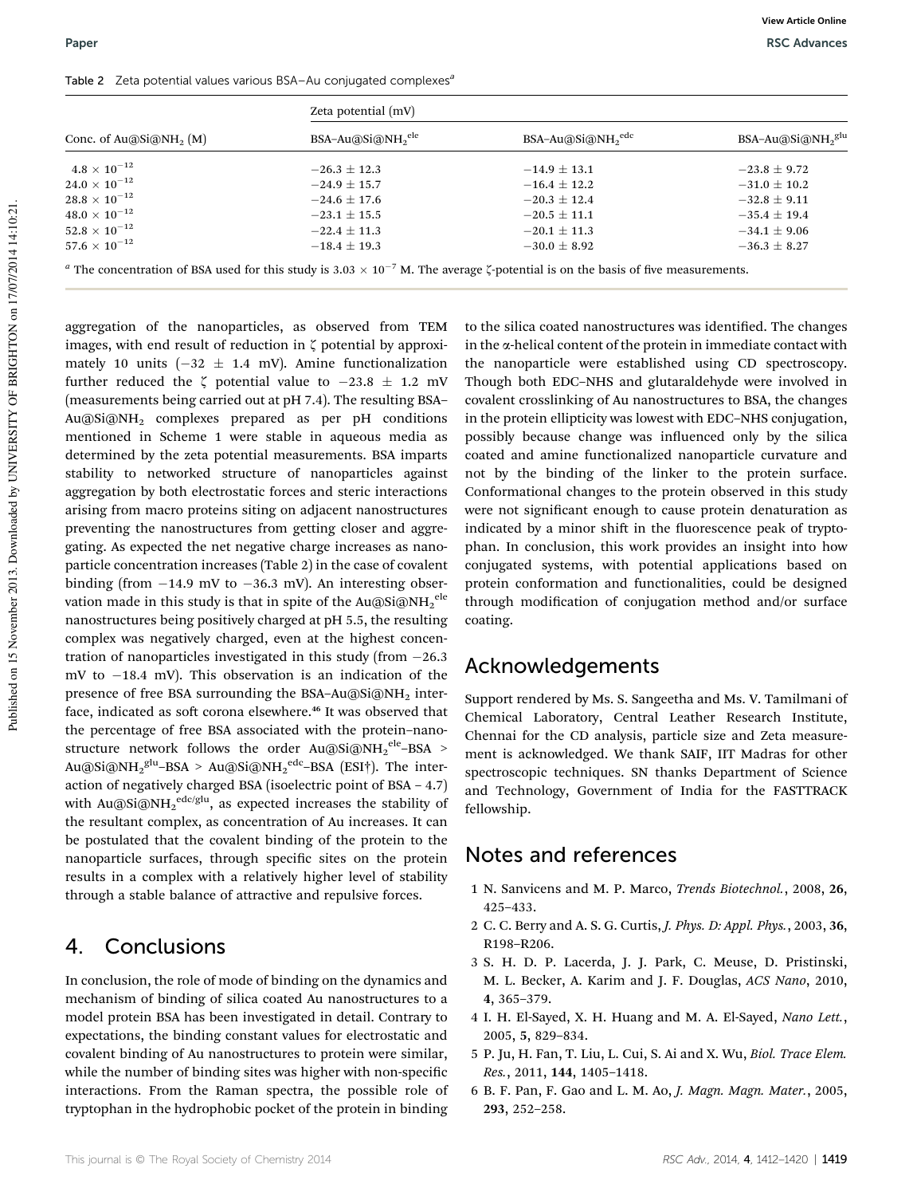Table 2 Zeta potential values various BSA–Au conjugated complexes[a]

| Conc. of $Au@Si@NH_2$ (M) | Zeta potential (mV) | | |
|---|---|---|---|
| | $BSA–Au@Si@NH_2^{ele}$ | $BSA–Au@Si@NH_2^{edc}$ | $BSA–Au@Si@NH_2^{glu}$ |
| $4.8 \times 10^{-12}$ | $-26.3 \pm 12.3$ | $-14.9 \pm 13.1$ | $-23.8 \pm 9.72$ |
| $24.0 \times 10^{-12}$ | $-24.9 \pm 15.7$ | $-16.4 \pm 12.2$ | $-31.0 \pm 10.2$ |
| $28.8 \times 10^{-12}$ | $-24.6 \pm 17.6$ | $-20.3 \pm 12.4$ | $-32.8 \pm 9.11$ |
| $48.0 \times 10^{-12}$ | $-23.1 \pm 15.5$ | $-20.5 \pm 11.1$ | $-35.4 \pm 19.4$ |
| $52.8 \times 10^{-12}$ | $-22.4 \pm 11.3$ | $-20.1 \pm 11.3$ | $-34.1 \pm 9.06$ |
| $57.6 \times 10^{-12}$ | $-18.4 \pm 19.3$ | $-30.0 \pm 8.92$ | $-36.3 \pm 8.27$ |

[a] The concentration of BSA used for this study is $3.03 \times 10^{-7}$ M. The average ζ-potential is on the basis of five measurements.

aggregation of the nanoparticles, as observed from TEM images, with end result of reduction in ζ potential by approximately 10 units ($-32 \pm 1.4$ mV). Amine functionalization further reduced the ζ potential value to $-23.8 \pm 1.2$ mV (measurements being carried out at pH 7.4). The resulting BSA–$Au@Si@NH_2$ complexes prepared as per pH conditions mentioned in Scheme 1 were stable in aqueous media as determined by the zeta potential measurements. BSA imparts stability to networked structure of nanoparticles against aggregation by both electrostatic forces and steric interactions arising from macro proteins siting on adjacent nanostructures preventing the nanostructures from getting closer and aggregating. As expected the net negative charge increases as nanoparticle concentration increases (Table 2) in the case of covalent binding (from −14.9 mV to −36.3 mV). An interesting observation made in this study is that in spite of the $Au@Si@NH_2^{ele}$ nanostructures being positively charged at pH 5.5, the resulting complex was negatively charged, even at the highest concentration of nanoparticles investigated in this study (from −26.3 mV to −18.4 mV). This observation is an indication of the presence of free BSA surrounding the BSA–$Au@Si@NH_2$ interface, indicated as soft corona elsewhere.[46] It was observed that the percentage of free BSA associated with the protein–nanostructure network follows the order $Au@Si@NH_2^{ele}$–BSA > $Au@Si@NH_2^{glu}$–BSA > $Au@Si@NH_2^{edc}$–BSA (ESI†). The interaction of negatively charged BSA (isoelectric point of BSA – 4.7) with $Au@Si@NH_2^{edc/glu}$, as expected increases the stability of the resultant complex, as concentration of Au increases. It can be postulated that the covalent binding of the protein to the nanoparticle surfaces, through specific sites on the protein results in a complex with a relatively higher level of stability through a stable balance of attractive and repulsive forces.

## 4. Conclusions

In conclusion, the role of mode of binding on the dynamics and mechanism of binding of silica coated Au nanostructures to a model protein BSA has been investigated in detail. Contrary to expectations, the binding constant values for electrostatic and covalent binding of Au nanostructures to protein were similar, while the number of binding sites was higher with non-specific interactions. From the Raman spectra, the possible role of tryptophan in the hydrophobic pocket of the protein in binding to the silica coated nanostructures was identified. The changes in the α-helical content of the protein in immediate contact with the nanoparticle were established using CD spectroscopy. Though both EDC–NHS and glutaraldehyde were involved in covalent crosslinking of Au nanostructures to BSA, the changes in the protein ellipticity was lowest with EDC–NHS conjugation, possibly because change was influenced only by the silica coated and amine functionalized nanoparticle curvature and not by the binding of the linker to the protein surface. Conformational changes to the protein observed in this study were not significant enough to cause protein denaturation as indicated by a minor shift in the fluorescence peak of tryptophan. In conclusion, this work provides an insight into how conjugated systems, with potential applications based on protein conformation and functionalities, could be designed through modification of conjugation method and/or surface coating.

## Acknowledgements

Support rendered by Ms. S. Sangeetha and Ms. V. Tamilmani of Chemical Laboratory, Central Leather Research Institute, Chennai for the CD analysis, particle size and Zeta measurement is acknowledged. We thank SAIF, IIT Madras for other spectroscopic techniques. SN thanks Department of Science and Technology, Government of India for the FASTTRACK fellowship.

## Notes and references

1 N. Sanvicens and M. P. Marco, *Trends Biotechnol.*, 2008, **26**, 425–433.
2 C. C. Berry and A. S. G. Curtis, *J. Phys. D: Appl. Phys.*, 2003, **36**, R198–R206.
3 S. H. D. P. Lacerda, J. J. Park, C. Meuse, D. Pristinski, M. L. Becker, A. Karim and J. F. Douglas, *ACS Nano*, 2010, **4**, 365–379.
4 I. H. El-Sayed, X. H. Huang and M. A. El-Sayed, *Nano Lett.*, 2005, **5**, 829–834.
5 P. Ju, H. Fan, T. Liu, L. Cui, S. Ai and X. Wu, *Biol. Trace Elem. Res.*, 2011, **144**, 1405–1418.
6 B. F. Pan, F. Gao and L. M. Ao, *J. Magn. Magn. Mater.*, 2005, **293**, 252–258.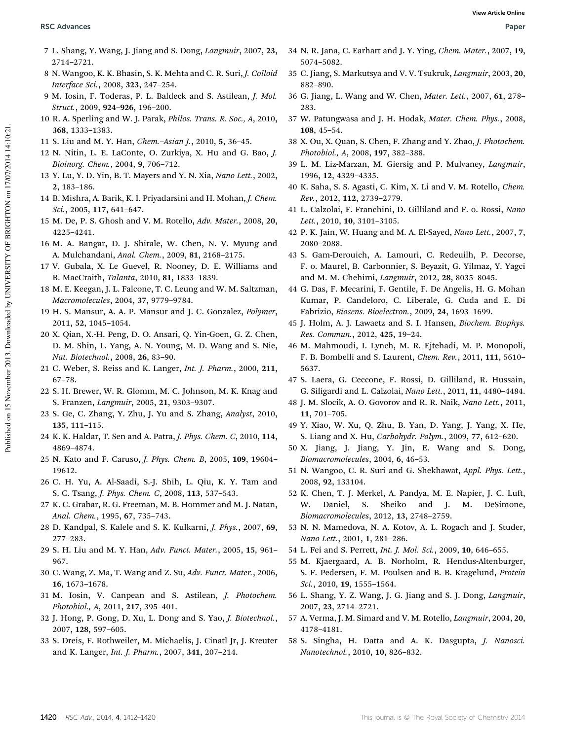7 L. Shang, Y. Wang, J. Jiang and S. Dong, *Langmuir*, 2007, **23**, 2714–2721.

8 N. Wangoo, K. K. Bhasin, S. K. Mehta and C. R. Suri, *J. Colloid Interface Sci.*, 2008, **323**, 247–254.

9 M. Iosin, F. Toderas, P. L. Baldeck and S. Astilean, *J. Mol. Struct.*, 2009, **924–926**, 196–200.

10 R. A. Sperling and W. J. Parak, *Philos. Trans. R. Soc., A*, 2010, **368**, 1333–1383.

11 S. Liu and M. Y. Han, *Chem.–Asian J.*, 2010, **5**, 36–45.

12 N. Nitin, L. E. LaConte, O. Zurkiya, X. Hu and G. Bao, *J. Bioinorg. Chem.*, 2004, **9**, 706–712.

13 Y. Lu, Y. D. Yin, B. T. Mayers and Y. N. Xia, *Nano Lett.*, 2002, **2**, 183–186.

14 B. Mishra, A. Barik, K. I. Priyadarsini and H. Mohan, *J. Chem. Sci.*, 2005, **117**, 641–647.

15 M. De, P. S. Ghosh and V. M. Rotello, *Adv. Mater.*, 2008, **20**, 4225–4241.

16 M. A. Bangar, D. J. Shirale, W. Chen, N. V. Myung and A. Mulchandani, *Anal. Chem.*, 2009, **81**, 2168–2175.

17 V. Gubala, X. Le Guevel, R. Nooney, D. E. Williams and B. MacCraith, *Talanta*, 2010, **81**, 1833–1839.

18 M. E. Keegan, J. L. Falcone, T. C. Leung and W. M. Saltzman, *Macromolecules*, 2004, **37**, 9779–9784.

19 H. S. Mansur, A. A. P. Mansur and J. C. Gonzalez, *Polymer*, 2011, **52**, 1045–1054.

20 X. Qian, X.-H. Peng, D. O. Ansari, Q. Yin-Goen, G. Z. Chen, D. M. Shin, L. Yang, A. N. Young, M. D. Wang and S. Nie, *Nat. Biotechnol.*, 2008, **26**, 83–90.

21 C. Weber, S. Reiss and K. Langer, *Int. J. Pharm.*, 2000, **211**, 67–78.

22 S. H. Brewer, W. R. Glomm, M. C. Johnson, M. K. Knag and S. Franzen, *Langmuir*, 2005, **21**, 9303–9307.

23 S. Ge, C. Zhang, Y. Zhu, J. Yu and S. Zhang, *Analyst*, 2010, **135**, 111–115.

24 K. K. Haldar, T. Sen and A. Patra, *J. Phys. Chem. C*, 2010, **114**, 4869–4874.

25 N. Kato and F. Caruso, *J. Phys. Chem. B*, 2005, **109**, 19604–19612.

26 C. H. Yu, A. Al-Saadi, S.-J. Shih, L. Qiu, K. Y. Tam and S. C. Tsang, *J. Phys. Chem. C*, 2008, **113**, 537–543.

27 K. C. Grabar, R. G. Freeman, M. B. Hommer and M. J. Natan, *Anal. Chem.*, 1995, **67**, 735–743.

28 D. Kandpal, S. Kalele and S. K. Kulkarni, *J. Phys.*, 2007, **69**, 277–283.

29 S. H. Liu and M. Y. Han, *Adv. Funct. Mater.*, 2005, **15**, 961–967.

30 C. Wang, Z. Ma, T. Wang and Z. Su, *Adv. Funct. Mater.*, 2006, **16**, 1673–1678.

31 M. Iosin, V. Canpean and S. Astilean, *J. Photochem. Photobiol., A*, 2011, **217**, 395–401.

32 J. Hong, P. Gong, D. Xu, L. Dong and S. Yao, *J. Biotechnol.*, 2007, **128**, 597–605.

33 S. Dreis, F. Rothweiler, M. Michaelis, J. Cinatl Jr, J. Kreuter and K. Langer, *Int. J. Pharm.*, 2007, **341**, 207–214.

34 N. R. Jana, C. Earhart and J. Y. Ying, *Chem. Mater.*, 2007, **19**, 5074–5082.

35 C. Jiang, S. Markutsya and V. V. Tsukruk, *Langmuir*, 2003, **20**, 882–890.

36 G. Jiang, L. Wang and W. Chen, *Mater. Lett.*, 2007, **61**, 278–283.

37 W. Patungwasa and J. H. Hodak, *Mater. Chem. Phys.*, 2008, **108**, 45–54.

38 X. Ou, X. Quan, S. Chen, F. Zhang and Y. Zhao, *J. Photochem. Photobiol., A*, 2008, **197**, 382–388.

39 L. M. Liz-Marzan, M. Giersig and P. Mulvaney, *Langmuir*, 1996, **12**, 4329–4335.

40 K. Saha, S. S. Agasti, C. Kim, X. Li and V. M. Rotello, *Chem. Rev.*, 2012, **112**, 2739–2779.

41 L. Calzolai, F. Franchini, D. Gilliland and F. o. Rossi, *Nano Lett.*, 2010, **10**, 3101–3105.

42 P. K. Jain, W. Huang and M. A. El-Sayed, *Nano Lett.*, 2007, **7**, 2080–2088.

43 S. Gam-Derouich, A. Lamouri, C. Redeuilh, P. Decorse, F. o. Maurel, B. Carbonnier, S. Beyazit, G. Yilmaz, Y. Yagci and M. M. Chehimi, *Langmuir*, 2012, **28**, 8035–8045.

44 G. Das, F. Mecarini, F. Gentile, F. De Angelis, H. G. Mohan Kumar, P. Candeloro, C. Liberale, G. Cuda and E. Di Fabrizio, *Biosens. Bioelectron.*, 2009, **24**, 1693–1699.

45 J. Holm, A. J. Lawaetz and S. I. Hansen, *Biochem. Biophys. Res. Commun.*, 2012, **425**, 19–24.

46 M. Mahmoudi, I. Lynch, M. R. Ejtehadi, M. P. Monopoli, F. B. Bombelli and S. Laurent, *Chem. Rev.*, 2011, **111**, 5610–5637.

47 S. Laera, G. Ceccone, F. Rossi, D. Gilliland, R. Hussain, G. Siligardi and L. Calzolai, *Nano Lett.*, 2011, **11**, 4480–4484.

48 J. M. Slocik, A. O. Govorov and R. R. Naik, *Nano Lett.*, 2011, **11**, 701–705.

49 Y. Xiao, W. Xu, Q. Zhu, B. Yan, D. Yang, J. Yang, X. He, S. Liang and X. Hu, *Carbohydr. Polym.*, 2009, **77**, 612–620.

50 X. Jiang, J. Jiang, Y. Jin, E. Wang and S. Dong, *Biomacromolecules*, 2004, **6**, 46–53.

51 N. Wangoo, C. R. Suri and G. Shekhawat, *Appl. Phys. Lett.*, 2008, **92**, 133104.

52 K. Chen, T. J. Merkel, A. Pandya, M. E. Napier, J. C. Luft, W. Daniel, S. Sheiko and J. M. DeSimone, *Biomacromolecules*, 2012, **13**, 2748–2759.

53 N. N. Mamedova, N. A. Kotov, A. L. Rogach and J. Studer, *Nano Lett.*, 2001, **1**, 281–286.

54 L. Fei and S. Perrett, *Int. J. Mol. Sci.*, 2009, **10**, 646–655.

55 M. Kjaergaard, A. B. Norholm, R. Hendus-Altenburger, S. F. Pedersen, F. M. Poulsen and B. B. Kragelund, *Protein Sci.*, 2010, **19**, 1555–1564.

56 L. Shang, Y. Z. Wang, J. G. Jiang and S. J. Dong, *Langmuir*, 2007, **23**, 2714–2721.

57 A. Verma, J. M. Simard and V. M. Rotello, *Langmuir*, 2004, **20**, 4178–4181.

58 S. Singha, H. Datta and A. K. Dasgupta, *J. Nanosci. Nanotechnol.*, 2010, **10**, 826–832.